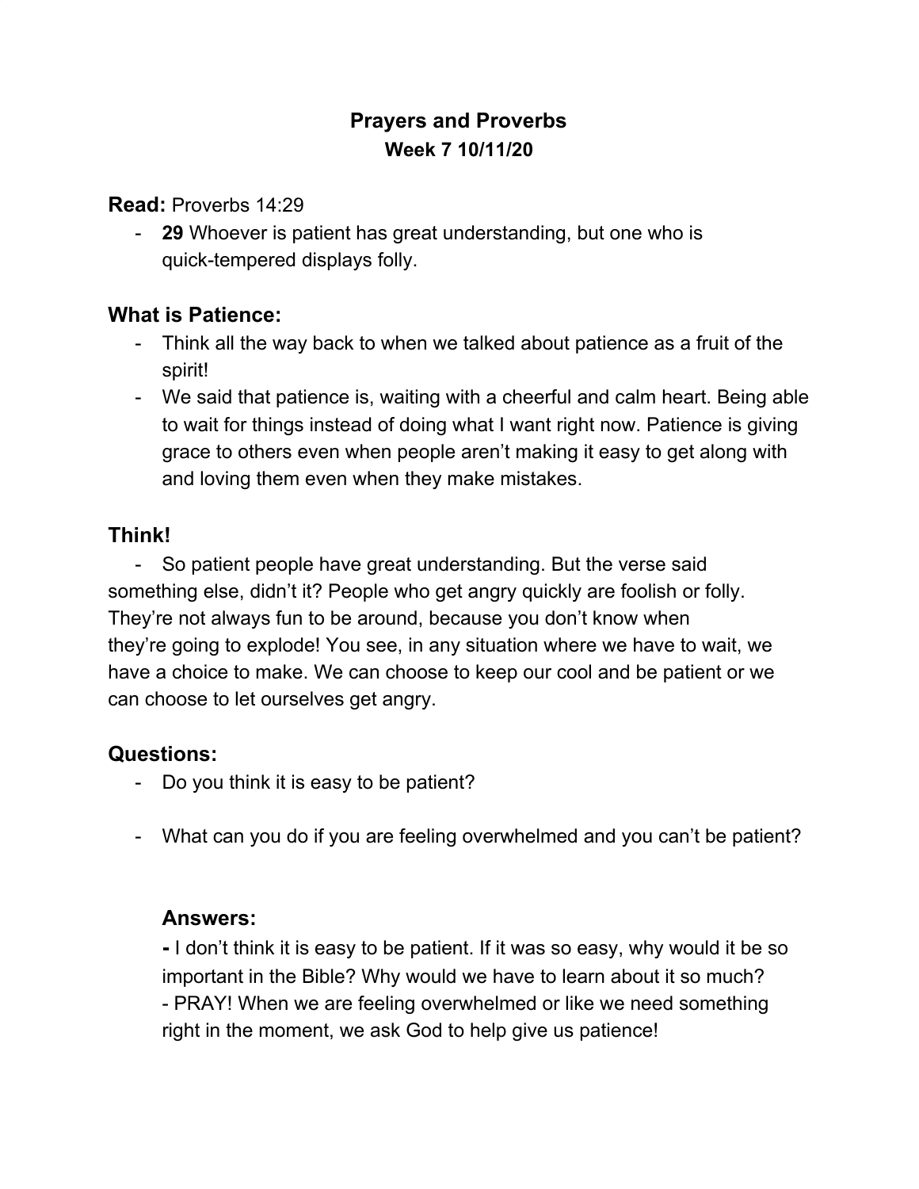# Prayers and Proverbs

### Week 7 10/11/20

## **Read:** Proverbs 14:29

- **29** Whoever is patient has great understanding, but one who is quick-tempered displays folly.

## What is Patience:

- Think all the way back to when we talked about patience as a fruit of the spirit!
- We said that patience is, waiting with a cheerful and calm heart. Being able to wait for things instead of doing what I want right now. Patience is giving grace to others even when people aren't making it easy to get along with and loving them even when they make mistakes.

## Think!

- So patient people have great understanding. But the verse said something else, didn't it? People who get angry quickly are foolish or folly. They're not always fun to be around, because you don't know when they're going to explode! You see, in any situation where we have to wait, we have a choice to make. We can choose to keep our cool and be patient or we can choose to let ourselves get angry.

## Questions:

- Do you think it is easy to be patient?
- What can you do if you are feeling overwhelmed and you can't be patient?

### Answers:

- I don't think it is easy to be patient. If it was so easy, why would it be so important in the Bible? Why would we have to learn about it so much?
- PRAY! When we are feeling overwhelmed or like we need something right in the moment, we ask God to help give us patience!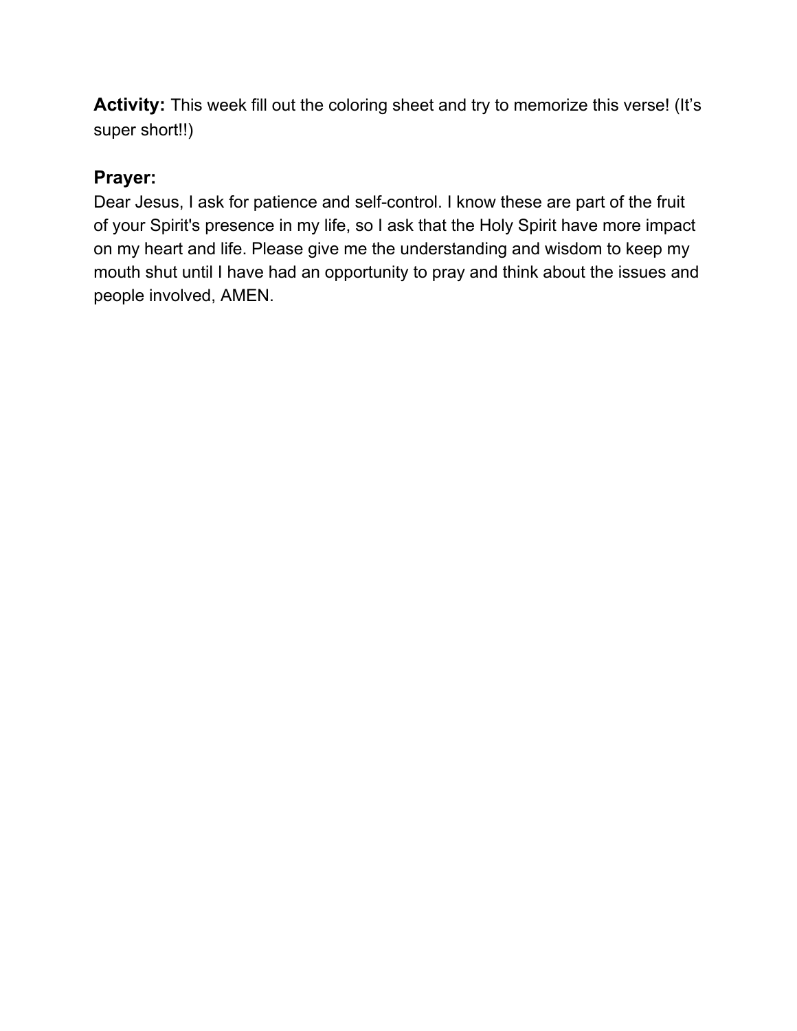**Activity:** This week fill out the coloring sheet and try to memorize this verse! (It's super short!!)

## Prayer:

Dear Jesus, I ask for patience and self-control. I know these are part of the fruit of your Spirit's presence in my life, so I ask that the Holy Spirit have more impact on my heart and life. Please give me the understanding and wisdom to keep my mouth shut until I have had an opportunity to pray and think about the issues and people involved, AMEN.